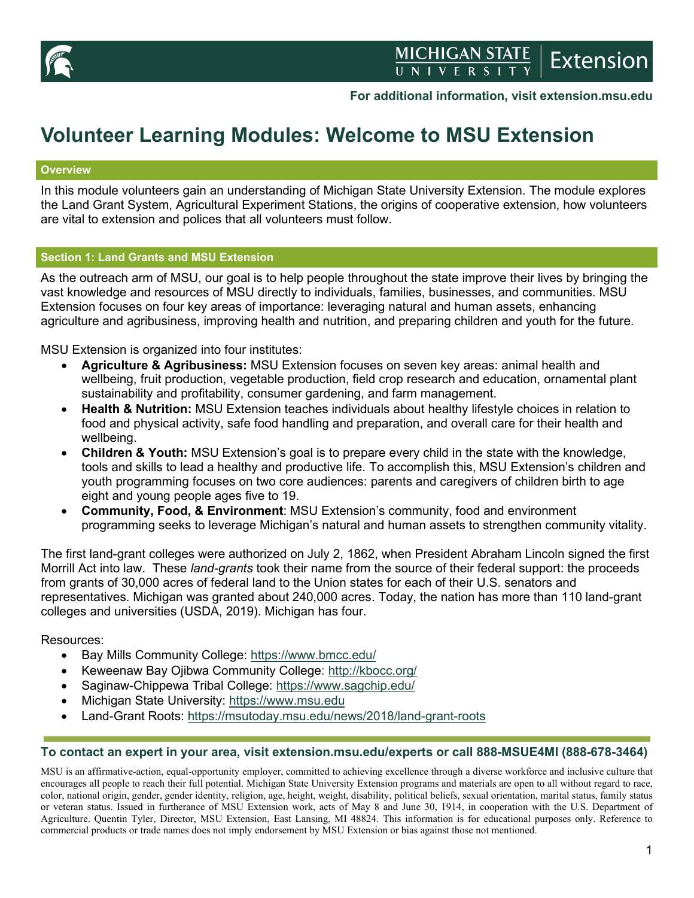For additional information, visit extension.msu.edu

# Volunteer Learning Modules: Welcome to MSU Extension

## Overview

In this module volunteers gain an understanding of Michigan State University Extension. The module explores the Land Grant System, Agricultural Experiment Stations, the origins of cooperative extension, how volunteers are vital to extension and polices that all volunteers must follow.

## Section 1: Land Grants and MSU Extension

As the outreach arm of MSU, our goal is to help people throughout the state improve their lives by bringing the vast knowledge and resources of MSU directly to individuals, families, businesses, and communities. MSU Extension focuses on four key areas of importance: leveraging natural and human assets, enhancing agriculture and agribusiness, improving health and nutrition, and preparing children and youth for the future.

MSU Extension is organized into four institutes:

- **Agriculture & Agribusiness:** MSU Extension focuses on seven key areas: animal health and wellbeing, fruit production, vegetable production, field crop research and education, ornamental plant sustainability and profitability, consumer gardening, and farm management.
- **Health & Nutrition:** MSU Extension teaches individuals about healthy lifestyle choices in relation to food and physical activity, safe food handling and preparation, and overall care for their health and wellbeing.
- **Children & Youth:** MSU Extension's goal is to prepare every child in the state with the knowledge, tools and skills to lead a healthy and productive life. To accomplish this, MSU Extension's children and youth programming focuses on two core audiences: parents and caregivers of children birth to age eight and young people ages five to 19.
- **Community, Food, & Environment**: MSU Extension's community, food and environment programming seeks to leverage Michigan's natural and human assets to strengthen community vitality.

The first land-grant colleges were authorized on July 2, 1862, when President Abraham Lincoln signed the first Morrill Act into law. These *land-grants* took their name from the source of their federal support: the proceeds from grants of 30,000 acres of federal land to the Union states for each of their U.S. senators and representatives. Michigan was granted about 240,000 acres. Today, the nation has more than 110 land-grant colleges and universities (USDA, 2019). Michigan has four.

Resources:

- Bay Mills Community College: https://www.bmcc.edu/
- Keweenaw Bay Ojibwa Community College: http://kbocc.org/
- Saginaw-Chippewa Tribal College: https://www.sagchip.edu/
- Michigan State University: https://www.msu.edu
- Land-Grant Roots: https://msutoday.msu.edu/news/2018/land-grant-roots

**To contact an expert in your area, visit extension.msu.edu/experts or call 888-MSUE4MI (888-678-3464)**

MSU is an affirmative-action, equal-opportunity employer, committed to achieving excellence through a diverse workforce and inclusive culture that encourages all people to reach their full potential. Michigan State University Extension programs and materials are open to all without regard to race, color, national origin, gender, gender identity, religion, age, height, weight, disability, political beliefs, sexual orientation, marital status, family status or veteran status. Issued in furtherance of MSU Extension work, acts of May 8 and June 30, 1914, in cooperation with the U.S. Department of Agriculture. Quentin Tyler, Director, MSU Extension, East Lansing, MI 48824. This information is for educational purposes only. Reference to commercial products or trade names does not imply endorsement by MSU Extension or bias against those not mentioned.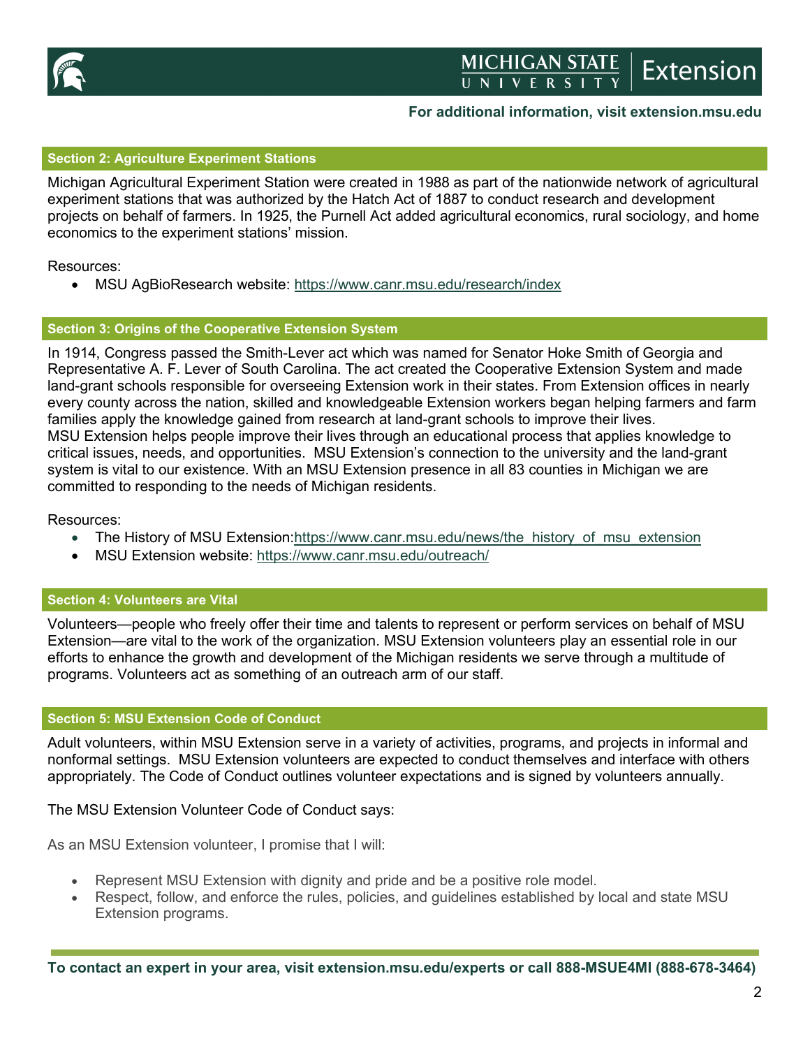## Section 2: Agriculture Experiment Stations

Michigan Agricultural Experiment Station were created in 1988 as part of the nationwide network of agricultural experiment stations that was authorized by the Hatch Act of 1887 to conduct research and development projects on behalf of farmers. In 1925, the Purnell Act added agricultural economics, rural sociology, and home economics to the experiment stations' mission.

Resources:

- MSU AgBioResearch website: https://www.canr.msu.edu/research/index

## Section 3: Origins of the Cooperative Extension System

In 1914, Congress passed the Smith-Lever act which was named for Senator Hoke Smith of Georgia and Representative A. F. Lever of South Carolina. The act created the Cooperative Extension System and made land-grant schools responsible for overseeing Extension work in their states. From Extension offices in nearly every county across the nation, skilled and knowledgeable Extension workers began helping farmers and farm families apply the knowledge gained from research at land-grant schools to improve their lives. MSU Extension helps people improve their lives through an educational process that applies knowledge to critical issues, needs, and opportunities. MSU Extension's connection to the university and the land-grant system is vital to our existence. With an MSU Extension presence in all 83 counties in Michigan we are committed to responding to the needs of Michigan residents.

Resources:

- The History of MSU Extension:https://www.canr.msu.edu/news/the_history_of_msu_extension
- MSU Extension website: https://www.canr.msu.edu/outreach/

## Section 4: Volunteers are Vital

Volunteers—people who freely offer their time and talents to represent or perform services on behalf of MSU Extension—are vital to the work of the organization. MSU Extension volunteers play an essential role in our efforts to enhance the growth and development of the Michigan residents we serve through a multitude of programs. Volunteers act as something of an outreach arm of our staff.

## Section 5: MSU Extension Code of Conduct

Adult volunteers, within MSU Extension serve in a variety of activities, programs, and projects in informal and nonformal settings. MSU Extension volunteers are expected to conduct themselves and interface with others appropriately. The Code of Conduct outlines volunteer expectations and is signed by volunteers annually.

The MSU Extension Volunteer Code of Conduct says:

As an MSU Extension volunteer, I promise that I will:

- Represent MSU Extension with dignity and pride and be a positive role model.
- Respect, follow, and enforce the rules, policies, and guidelines established by local and state MSU Extension programs.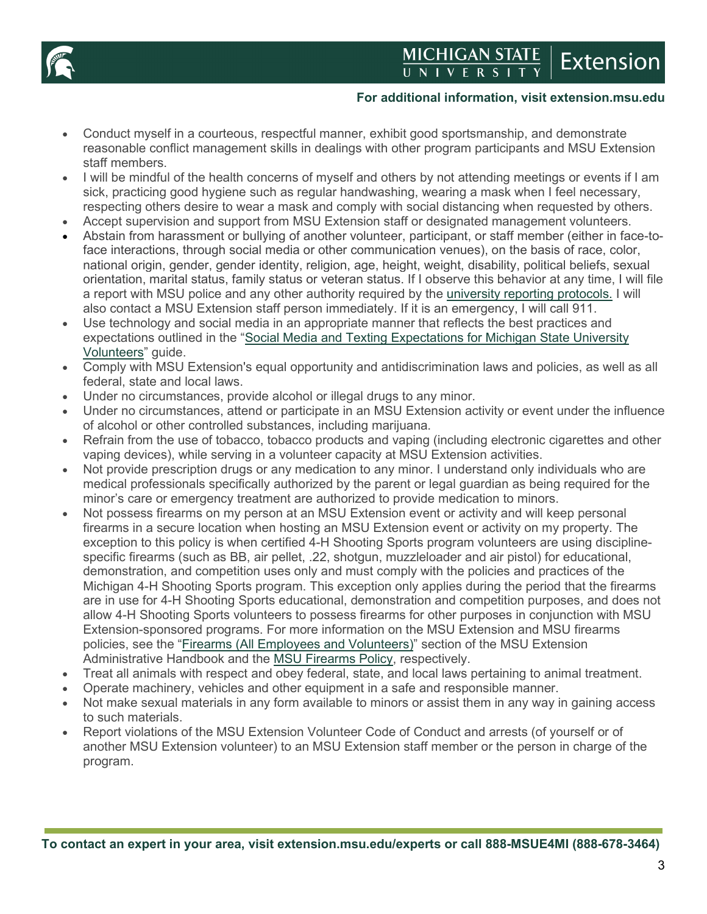- Conduct myself in a courteous, respectful manner, exhibit good sportsmanship, and demonstrate reasonable conflict management skills in dealings with other program participants and MSU Extension staff members.
- I will be mindful of the health concerns of myself and others by not attending meetings or events if I am sick, practicing good hygiene such as regular handwashing, wearing a mask when I feel necessary, respecting others desire to wear a mask and comply with social distancing when requested by others.
- Accept supervision and support from MSU Extension staff or designated management volunteers.
- Abstain from harassment or bullying of another volunteer, participant, or staff member (either in face-to-face interactions, through social media or other communication venues), on the basis of race, color, national origin, gender, gender identity, religion, age, height, weight, disability, political beliefs, sexual orientation, marital status, family status or veteran status. If I observe this behavior at any time, I will file a report with MSU police and any other authority required by the university reporting protocols. I will also contact a MSU Extension staff person immediately. If it is an emergency, I will call 911.
- Use technology and social media in an appropriate manner that reflects the best practices and expectations outlined in the "Social Media and Texting Expectations for Michigan State University Volunteers" guide.
- Comply with MSU Extension's equal opportunity and antidiscrimination laws and policies, as well as all federal, state and local laws.
- Under no circumstances, provide alcohol or illegal drugs to any minor.
- Under no circumstances, attend or participate in an MSU Extension activity or event under the influence of alcohol or other controlled substances, including marijuana.
- Refrain from the use of tobacco, tobacco products and vaping (including electronic cigarettes and other vaping devices), while serving in a volunteer capacity at MSU Extension activities.
- Not provide prescription drugs or any medication to any minor. I understand only individuals who are medical professionals specifically authorized by the parent or legal guardian as being required for the minor's care or emergency treatment are authorized to provide medication to minors.
- Not possess firearms on my person at an MSU Extension event or activity and will keep personal firearms in a secure location when hosting an MSU Extension event or activity on my property. The exception to this policy is when certified 4-H Shooting Sports program volunteers are using discipline-specific firearms (such as BB, air pellet, .22, shotgun, muzzleloader and air pistol) for educational, demonstration, and competition uses only and must comply with the policies and practices of the Michigan 4-H Shooting Sports program. This exception only applies during the period that the firearms are in use for 4-H Shooting Sports educational, demonstration and competition purposes, and does not allow 4-H Shooting Sports volunteers to possess firearms for other purposes in conjunction with MSU Extension-sponsored programs. For more information on the MSU Extension and MSU firearms policies, see the "Firearms (All Employees and Volunteers)" section of the MSU Extension Administrative Handbook and the MSU Firearms Policy, respectively.
- Treat all animals with respect and obey federal, state, and local laws pertaining to animal treatment.
- Operate machinery, vehicles and other equipment in a safe and responsible manner.
- Not make sexual materials in any form available to minors or assist them in any way in gaining access to such materials.
- Report violations of the MSU Extension Volunteer Code of Conduct and arrests (of yourself or of another MSU Extension volunteer) to an MSU Extension staff member or the person in charge of the program.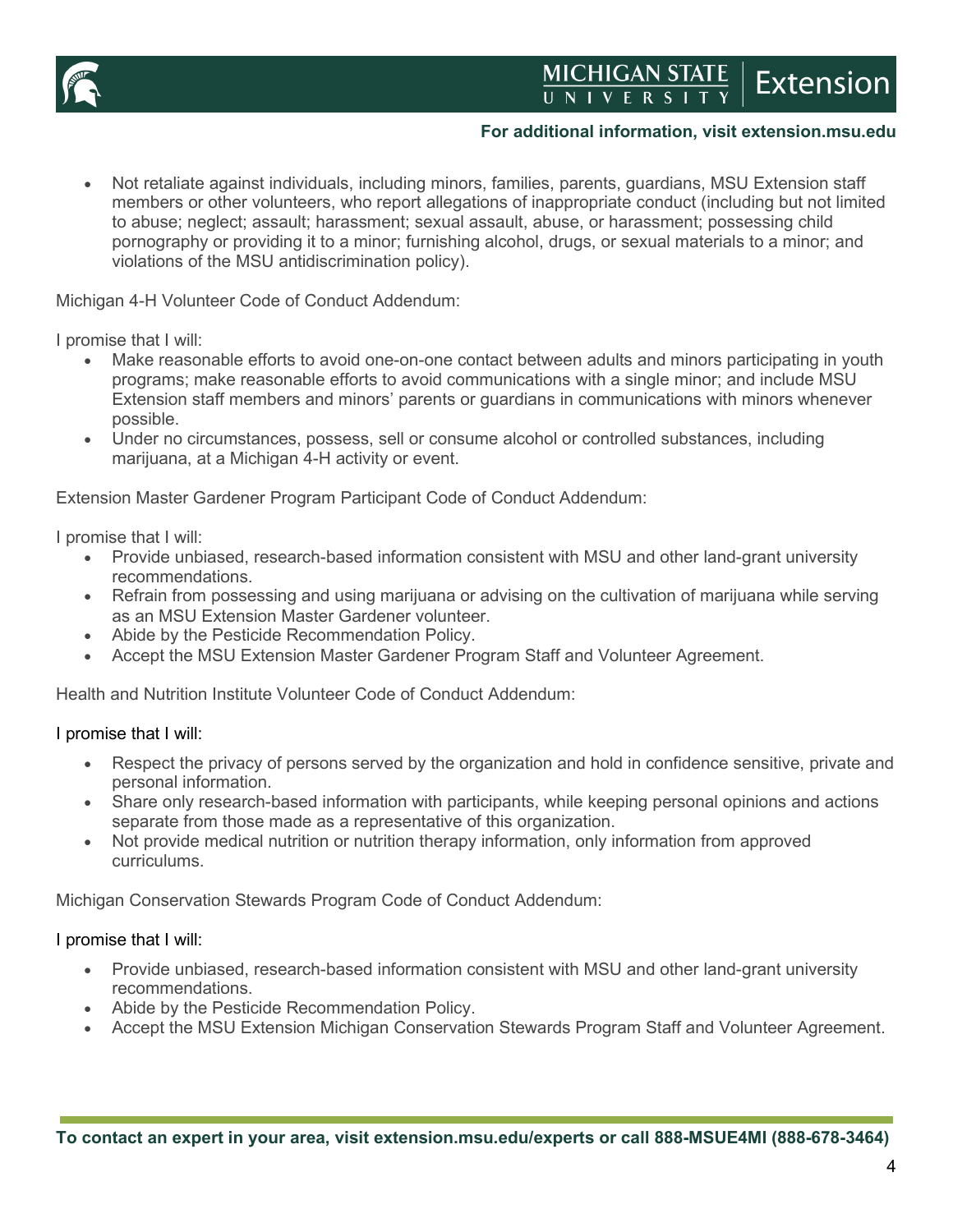- Not retaliate against individuals, including minors, families, parents, guardians, MSU Extension staff members or other volunteers, who report allegations of inappropriate conduct (including but not limited to abuse; neglect; assault; harassment; sexual assault, abuse, or harassment; possessing child pornography or providing it to a minor; furnishing alcohol, drugs, or sexual materials to a minor; and violations of the MSU antidiscrimination policy).

Michigan 4-H Volunteer Code of Conduct Addendum:

I promise that I will:

- Make reasonable efforts to avoid one-on-one contact between adults and minors participating in youth programs; make reasonable efforts to avoid communications with a single minor; and include MSU Extension staff members and minors' parents or guardians in communications with minors whenever possible.
- Under no circumstances, possess, sell or consume alcohol or controlled substances, including marijuana, at a Michigan 4-H activity or event.

Extension Master Gardener Program Participant Code of Conduct Addendum:

I promise that I will:

- Provide unbiased, research-based information consistent with MSU and other land-grant university recommendations.
- Refrain from possessing and using marijuana or advising on the cultivation of marijuana while serving as an MSU Extension Master Gardener volunteer.
- Abide by the Pesticide Recommendation Policy.
- Accept the MSU Extension Master Gardener Program Staff and Volunteer Agreement.

Health and Nutrition Institute Volunteer Code of Conduct Addendum:

I promise that I will:

- Respect the privacy of persons served by the organization and hold in confidence sensitive, private and personal information.
- Share only research-based information with participants, while keeping personal opinions and actions separate from those made as a representative of this organization.
- Not provide medical nutrition or nutrition therapy information, only information from approved curriculums.

Michigan Conservation Stewards Program Code of Conduct Addendum:

I promise that I will:

- Provide unbiased, research-based information consistent with MSU and other land-grant university recommendations.
- Abide by the Pesticide Recommendation Policy.
- Accept the MSU Extension Michigan Conservation Stewards Program Staff and Volunteer Agreement.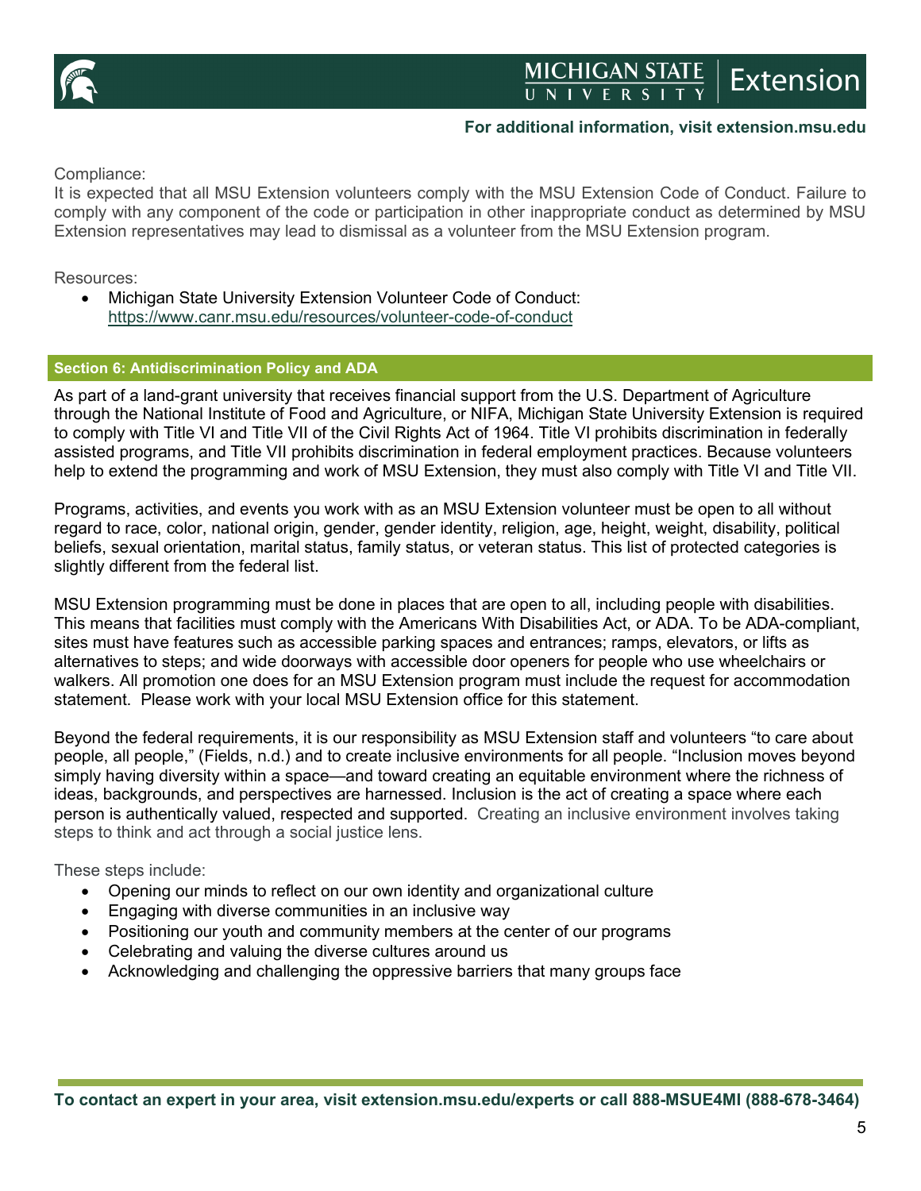Compliance:
It is expected that all MSU Extension volunteers comply with the MSU Extension Code of Conduct. Failure to comply with any component of the code or participation in other inappropriate conduct as determined by MSU Extension representatives may lead to dismissal as a volunteer from the MSU Extension program.

Resources:

- Michigan State University Extension Volunteer Code of Conduct: https://www.canr.msu.edu/resources/volunteer-code-of-conduct

## Section 6: Antidiscrimination Policy and ADA

As part of a land-grant university that receives financial support from the U.S. Department of Agriculture through the National Institute of Food and Agriculture, or NIFA, Michigan State University Extension is required to comply with Title VI and Title VII of the Civil Rights Act of 1964. Title VI prohibits discrimination in federally assisted programs, and Title VII prohibits discrimination in federal employment practices. Because volunteers help to extend the programming and work of MSU Extension, they must also comply with Title VI and Title VII.

Programs, activities, and events you work with as an MSU Extension volunteer must be open to all without regard to race, color, national origin, gender, gender identity, religion, age, height, weight, disability, political beliefs, sexual orientation, marital status, family status, or veteran status. This list of protected categories is slightly different from the federal list.

MSU Extension programming must be done in places that are open to all, including people with disabilities. This means that facilities must comply with the Americans With Disabilities Act, or ADA. To be ADA-compliant, sites must have features such as accessible parking spaces and entrances; ramps, elevators, or lifts as alternatives to steps; and wide doorways with accessible door openers for people who use wheelchairs or walkers. All promotion one does for an MSU Extension program must include the request for accommodation statement. Please work with your local MSU Extension office for this statement.

Beyond the federal requirements, it is our responsibility as MSU Extension staff and volunteers "to care about people, all people," (Fields, n.d.) and to create inclusive environments for all people. "Inclusion moves beyond simply having diversity within a space—and toward creating an equitable environment where the richness of ideas, backgrounds, and perspectives are harnessed. Inclusion is the act of creating a space where each person is authentically valued, respected and supported. Creating an inclusive environment involves taking steps to think and act through a social justice lens.

These steps include:

- Opening our minds to reflect on our own identity and organizational culture
- Engaging with diverse communities in an inclusive way
- Positioning our youth and community members at the center of our programs
- Celebrating and valuing the diverse cultures around us
- Acknowledging and challenging the oppressive barriers that many groups face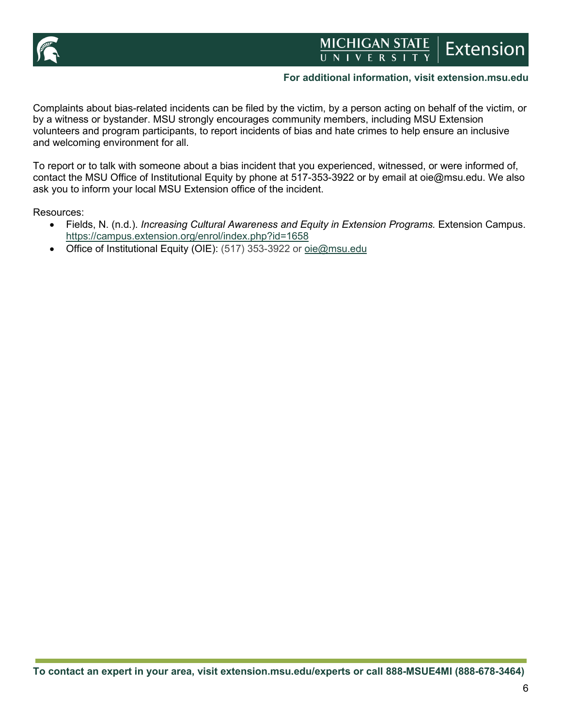Complaints about bias-related incidents can be filed by the victim, by a person acting on behalf of the victim, or by a witness or bystander. MSU strongly encourages community members, including MSU Extension volunteers and program participants, to report incidents of bias and hate crimes to help ensure an inclusive and welcoming environment for all.

To report or to talk with someone about a bias incident that you experienced, witnessed, or were informed of, contact the MSU Office of Institutional Equity by phone at 517-353-3922 or by email at oie@msu.edu. We also ask you to inform your local MSU Extension office of the incident.

Resources:

- Fields, N. (n.d.). *Increasing Cultural Awareness and Equity in Extension Programs.* Extension Campus. https://campus.extension.org/enrol/index.php?id=1658
- Office of Institutional Equity (OIE): (517) 353-3922 or oie@msu.edu